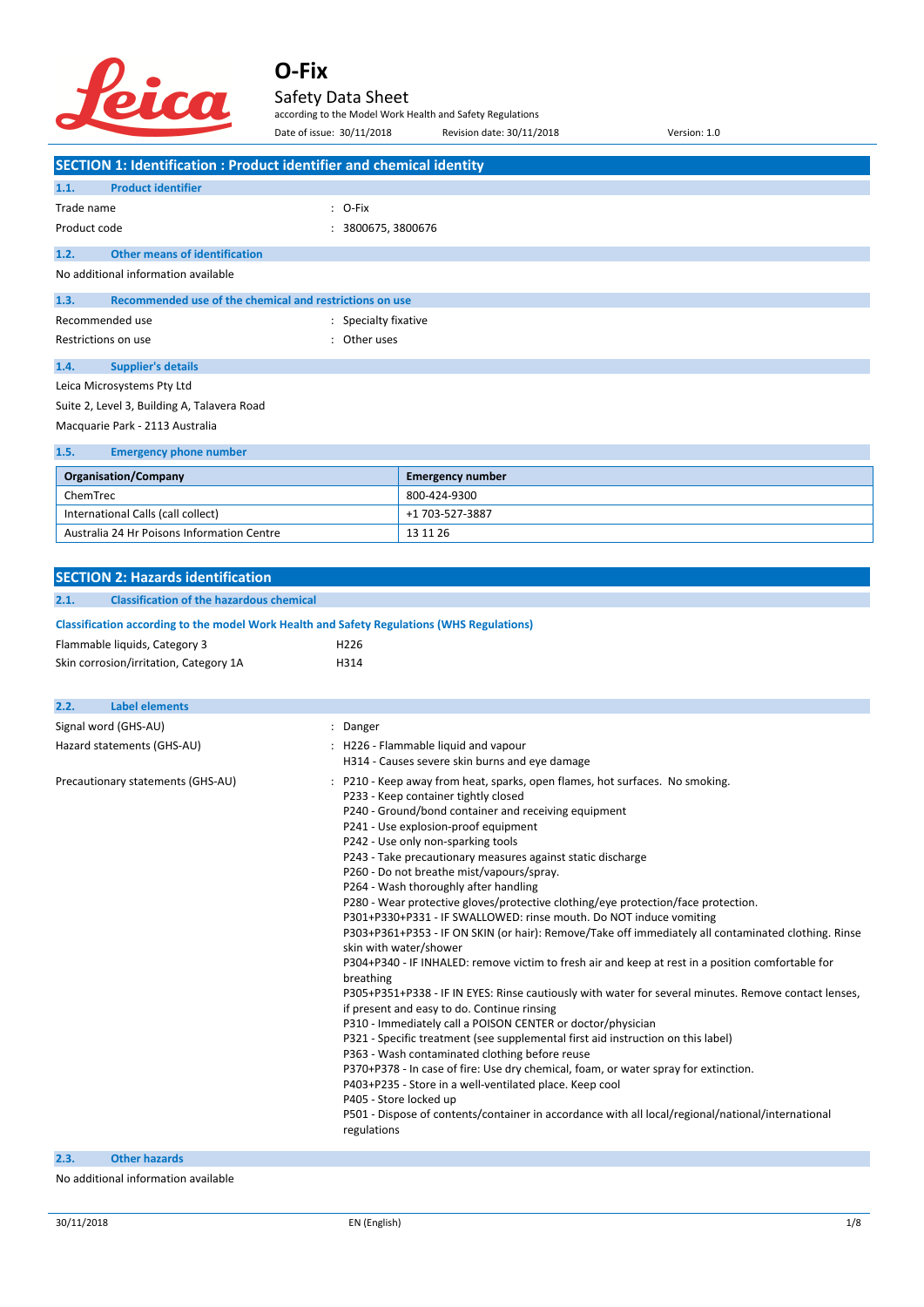# O-Fix

Safety Data Sheet

according to the Model Work Health and Safety Regulations

Date of issue: 30/11/2018 Revision date: 30/11/2018 Version: 1.0

## SECTION 1: Identification : Product identifier and chemical identity

### 1.1. Product identifier

Trade name : O-Fix

Product code : 3800675, 3800676

### 1.2. Other means of identification

No additional information available

### 1.3. Recommended use of the chemical and restrictions on use

Recommended use : Specialty fixative

Restrictions on use : Other uses

### 1.4. Supplier's details

Leica Microsystems Pty Ltd

Suite 2, Level 3, Building A, Talavera Road

Macquarie Park - 2113 Australia

### 1.5. Emergency phone number

| Organisation/Company | Emergency number |
|---|---|
| ChemTrec | 800-424-9300 |
| International Calls (call collect) | +1 703-527-3887 |
| Australia 24 Hr Poisons Information Centre | 13 11 26 |

## SECTION 2: Hazards identification

### 2.1. Classification of the hazardous chemical

**Classification according to the model Work Health and Safety Regulations (WHS Regulations)**

Flammable liquids, Category 3 H226

Skin corrosion/irritation, Category 1A H314

### 2.2. Label elements

Signal word (GHS-AU) : Danger

Hazard statements (GHS-AU) :
- H226 - Flammable liquid and vapour
- H314 - Causes severe skin burns and eye damage

Precautionary statements (GHS-AU) :
- P210 - Keep away from heat, sparks, open flames, hot surfaces. No smoking.
- P233 - Keep container tightly closed
- P240 - Ground/bond container and receiving equipment
- P241 - Use explosion-proof equipment
- P242 - Use only non-sparking tools
- P243 - Take precautionary measures against static discharge
- P260 - Do not breathe mist/vapours/spray.
- P264 - Wash thoroughly after handling
- P280 - Wear protective gloves/protective clothing/eye protection/face protection.
- P301+P330+P331 - IF SWALLOWED: rinse mouth. Do NOT induce vomiting
- P303+P361+P353 - IF ON SKIN (or hair): Remove/Take off immediately all contaminated clothing. Rinse skin with water/shower
- P304+P340 - IF INHALED: remove victim to fresh air and keep at rest in a position comfortable for breathing
- P305+P351+P338 - IF IN EYES: Rinse cautiously with water for several minutes. Remove contact lenses, if present and easy to do. Continue rinsing
- P310 - Immediately call a POISON CENTER or doctor/physician
- P321 - Specific treatment (see supplemental first aid instruction on this label)
- P363 - Wash contaminated clothing before reuse
- P370+P378 - In case of fire: Use dry chemical, foam, or water spray for extinction.
- P403+P235 - Store in a well-ventilated place. Keep cool
- P405 - Store locked up
- P501 - Dispose of contents/container in accordance with all local/regional/national/international regulations

### 2.3. Other hazards

No additional information available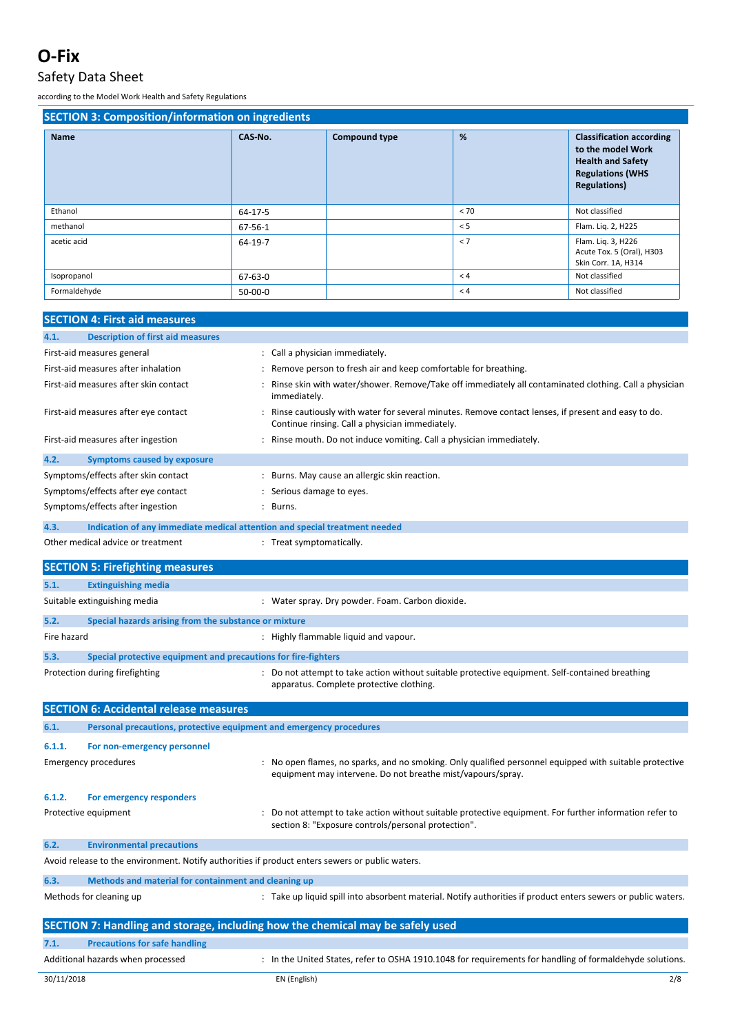## SECTION 3: Composition/information on ingredients

| Name | CAS-No. | Compound type | % | Classification according to the model Work Health and Safety Regulations (WHS Regulations) |
|---|---|---|---|---|
| Ethanol | 64-17-5 | | < 70 | Not classified |
| methanol | 67-56-1 | | < 5 | Flam. Liq. 2, H225 |
| acetic acid | 64-19-7 | | < 7 | Flam. Liq. 3, H226<br>Acute Tox. 5 (Oral), H303<br>Skin Corr. 1A, H314 |
| Isopropanol | 67-63-0 | | < 4 | Not classified |
| Formaldehyde | 50-00-0 | | < 4 | Not classified |

## SECTION 4: First aid measures

### 4.1. Description of first aid measures

First-aid measures general : Call a physician immediately.

First-aid measures after inhalation : Remove person to fresh air and keep comfortable for breathing.

First-aid measures after skin contact : Rinse skin with water/shower. Remove/Take off immediately all contaminated clothing. Call a physician immediately.

First-aid measures after eye contact : Rinse cautiously with water for several minutes. Remove contact lenses, if present and easy to do. Continue rinsing. Call a physician immediately.

First-aid measures after ingestion : Rinse mouth. Do not induce vomiting. Call a physician immediately.

### 4.2. Symptoms caused by exposure

Symptoms/effects after skin contact : Burns. May cause an allergic skin reaction.

Symptoms/effects after eye contact : Serious damage to eyes.

Symptoms/effects after ingestion : Burns.

### 4.3. Indication of any immediate medical attention and special treatment needed

Other medical advice or treatment : Treat symptomatically.

## SECTION 5: Firefighting measures

### 5.1. Extinguishing media

Suitable extinguishing media : Water spray. Dry powder. Foam. Carbon dioxide.

### 5.2. Special hazards arising from the substance or mixture

Fire hazard : Highly flammable liquid and vapour.

### 5.3. Special protective equipment and precautions for fire-fighters

Protection during firefighting : Do not attempt to take action without suitable protective equipment. Self-contained breathing apparatus. Complete protective clothing.

## SECTION 6: Accidental release measures

### 6.1. Personal precautions, protective equipment and emergency procedures

#### 6.1.1. For non-emergency personnel

Emergency procedures : No open flames, no sparks, and no smoking. Only qualified personnel equipped with suitable protective equipment may intervene. Do not breathe mist/vapours/spray.

#### 6.1.2. For emergency responders

Protective equipment : Do not attempt to take action without suitable protective equipment. For further information refer to section 8: "Exposure controls/personal protection".

### 6.2. Environmental precautions

Avoid release to the environment. Notify authorities if product enters sewers or public waters.

### 6.3. Methods and material for containment and cleaning up

Methods for cleaning up : Take up liquid spill into absorbent material. Notify authorities if product enters sewers or public waters.

## SECTION 7: Handling and storage, including how the chemical may be safely used

### 7.1. Precautions for safe handling

Additional hazards when processed : In the United States, refer to OSHA 1910.1048 for requirements for handling of formaldehyde solutions.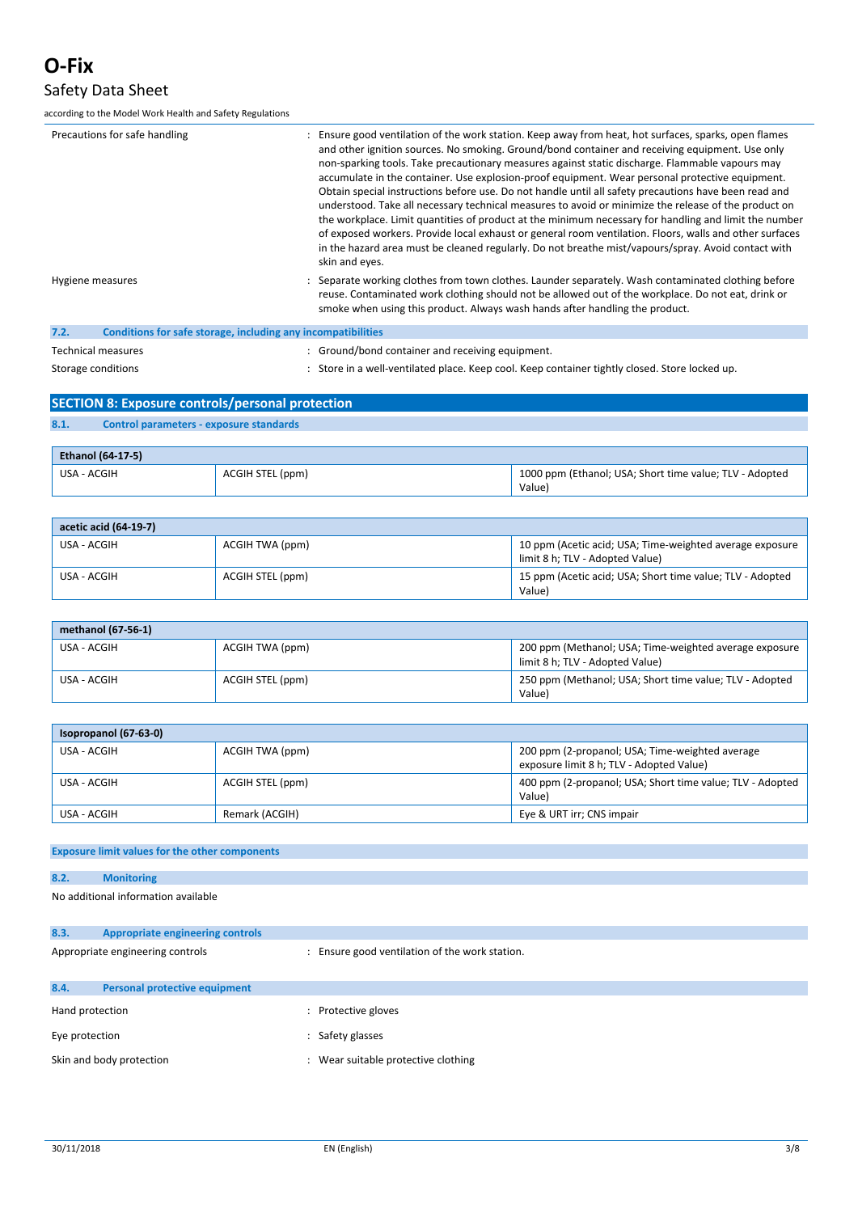| | |
|---|---|
| Precautions for safe handling | : Ensure good ventilation of the work station. Keep away from heat, hot surfaces, sparks, open flames and other ignition sources. No smoking. Ground/bond container and receiving equipment. Use only non-sparking tools. Take precautionary measures against static discharge. Flammable vapours may accumulate in the container. Use explosion-proof equipment. Wear personal protective equipment. Obtain special instructions before use. Do not handle until all safety precautions have been read and understood. Take all necessary technical measures to avoid or minimize the release of the product on the workplace. Limit quantities of product at the minimum necessary for handling and limit the number of exposed workers. Provide local exhaust or general room ventilation. Floors, walls and other surfaces in the hazard area must be cleaned regularly. Do not breathe mist/vapours/spray. Avoid contact with skin and eyes. |
| Hygiene measures | : Separate working clothes from town clothes. Launder separately. Wash contaminated clothing before reuse. Contaminated work clothing should not be allowed out of the workplace. Do not eat, drink or smoke when using this product. Always wash hands after handling the product. |

### 7.2. Conditions for safe storage, including any incompatibilities

| | |
|---|---|
| Technical measures | : Ground/bond container and receiving equipment. |
| Storage conditions | : Store in a well-ventilated place. Keep cool. Keep container tightly closed. Store locked up. |

## SECTION 8: Exposure controls/personal protection

### 8.1. Control parameters - exposure standards

| Ethanol (64-17-5) | | |
|---|---|---|
| USA - ACGIH | ACGIH STEL (ppm) | 1000 ppm (Ethanol; USA; Short time value; TLV - Adopted Value) |

| acetic acid (64-19-7) | | |
|---|---|---|
| USA - ACGIH | ACGIH TWA (ppm) | 10 ppm (Acetic acid; USA; Time-weighted average exposure limit 8 h; TLV - Adopted Value) |
| USA - ACGIH | ACGIH STEL (ppm) | 15 ppm (Acetic acid; USA; Short time value; TLV - Adopted Value) |

| methanol (67-56-1) | | |
|---|---|---|
| USA - ACGIH | ACGIH TWA (ppm) | 200 ppm (Methanol; USA; Time-weighted average exposure limit 8 h; TLV - Adopted Value) |
| USA - ACGIH | ACGIH STEL (ppm) | 250 ppm (Methanol; USA; Short time value; TLV - Adopted Value) |

| Isopropanol (67-63-0) | | |
|---|---|---|
| USA - ACGIH | ACGIH TWA (ppm) | 200 ppm (2-propanol; USA; Time-weighted average exposure limit 8 h; TLV - Adopted Value) |
| USA - ACGIH | ACGIH STEL (ppm) | 400 ppm (2-propanol; USA; Short time value; TLV - Adopted Value) |
| USA - ACGIH | Remark (ACGIH) | Eye & URT irr; CNS impair |

**Exposure limit values for the other components**

### 8.2. Monitoring

No additional information available

### 8.3. Appropriate engineering controls

| | |
|---|---|
| Appropriate engineering controls | : Ensure good ventilation of the work station. |

### 8.4. Personal protective equipment

| | |
|---|---|
| Hand protection | : Protective gloves |
| Eye protection | : Safety glasses |
| Skin and body protection | : Wear suitable protective clothing |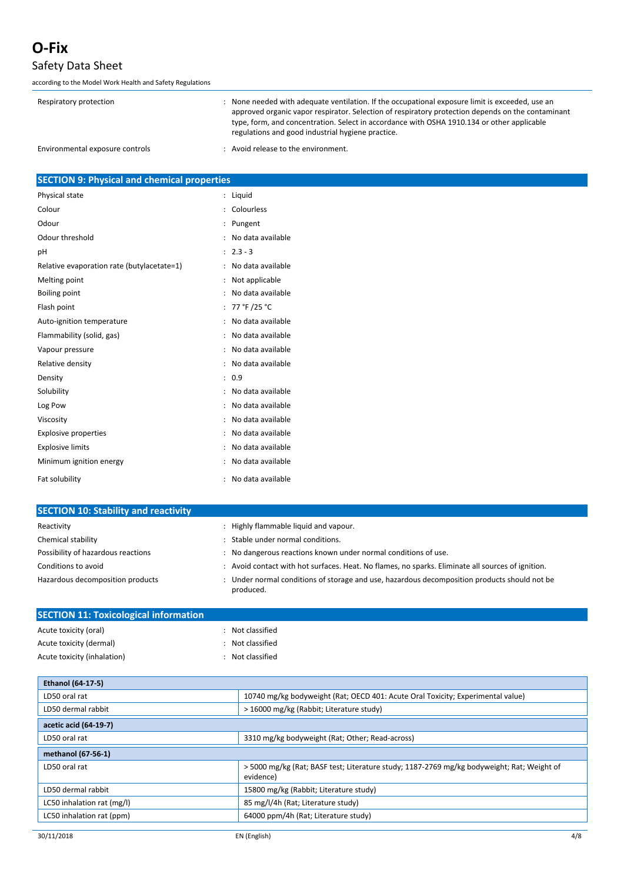| | | |
|---|---|---|
| Respiratory protection | : | None needed with adequate ventilation. If the occupational exposure limit is exceeded, use an approved organic vapor respirator. Selection of respiratory protection depends on the contaminant type, form, and concentration. Select in accordance with OSHA 1910.134 or other applicable regulations and good industrial hygiene practice. |
| Environmental exposure controls | : | Avoid release to the environment. |

## SECTION 9: Physical and chemical properties

| | | |
|---|---|---|
| Physical state | : | Liquid |
| Colour | : | Colourless |
| Odour | : | Pungent |
| Odour threshold | : | No data available |
| pH | : | 2.3 - 3 |
| Relative evaporation rate (butylacetate=1) | : | No data available |
| Melting point | : | Not applicable |
| Boiling point | : | No data available |
| Flash point | : | 77 °F /25 °C |
| Auto-ignition temperature | : | No data available |
| Flammability (solid, gas) | : | No data available |
| Vapour pressure | : | No data available |
| Relative density | : | No data available |
| Density | : | 0.9 |
| Solubility | : | No data available |
| Log Pow | : | No data available |
| Viscosity | : | No data available |
| Explosive properties | : | No data available |
| Explosive limits | : | No data available |
| Minimum ignition energy | : | No data available |
| Fat solubility | : | No data available |

## SECTION 10: Stability and reactivity

| | | |
|---|---|---|
| Reactivity | : | Highly flammable liquid and vapour. |
| Chemical stability | : | Stable under normal conditions. |
| Possibility of hazardous reactions | : | No dangerous reactions known under normal conditions of use. |
| Conditions to avoid | : | Avoid contact with hot surfaces. Heat. No flames, no sparks. Eliminate all sources of ignition. |
| Hazardous decomposition products | : | Under normal conditions of storage and use, hazardous decomposition products should not be produced. |

## SECTION 11: Toxicological information

| | | |
|---|---|---|
| Acute toxicity (oral) | : | Not classified |
| Acute toxicity (dermal) | : | Not classified |
| Acute toxicity (inhalation) | : | Not classified |

| **Ethanol (64-17-5)** | |
|---|---|
| LD50 oral rat | 10740 mg/kg bodyweight (Rat; OECD 401: Acute Oral Toxicity; Experimental value) |
| LD50 dermal rabbit | > 16000 mg/kg (Rabbit; Literature study) |
| **acetic acid (64-19-7)** | |
| LD50 oral rat | 3310 mg/kg bodyweight (Rat; Other; Read-across) |
| **methanol (67-56-1)** | |
| LD50 oral rat | > 5000 mg/kg (Rat; BASF test; Literature study; 1187-2769 mg/kg bodyweight; Rat; Weight of evidence) |
| LD50 dermal rabbit | 15800 mg/kg (Rabbit; Literature study) |
| LC50 inhalation rat (mg/l) | 85 mg/l/4h (Rat; Literature study) |
| LC50 inhalation rat (ppm) | 64000 ppm/4h (Rat; Literature study) |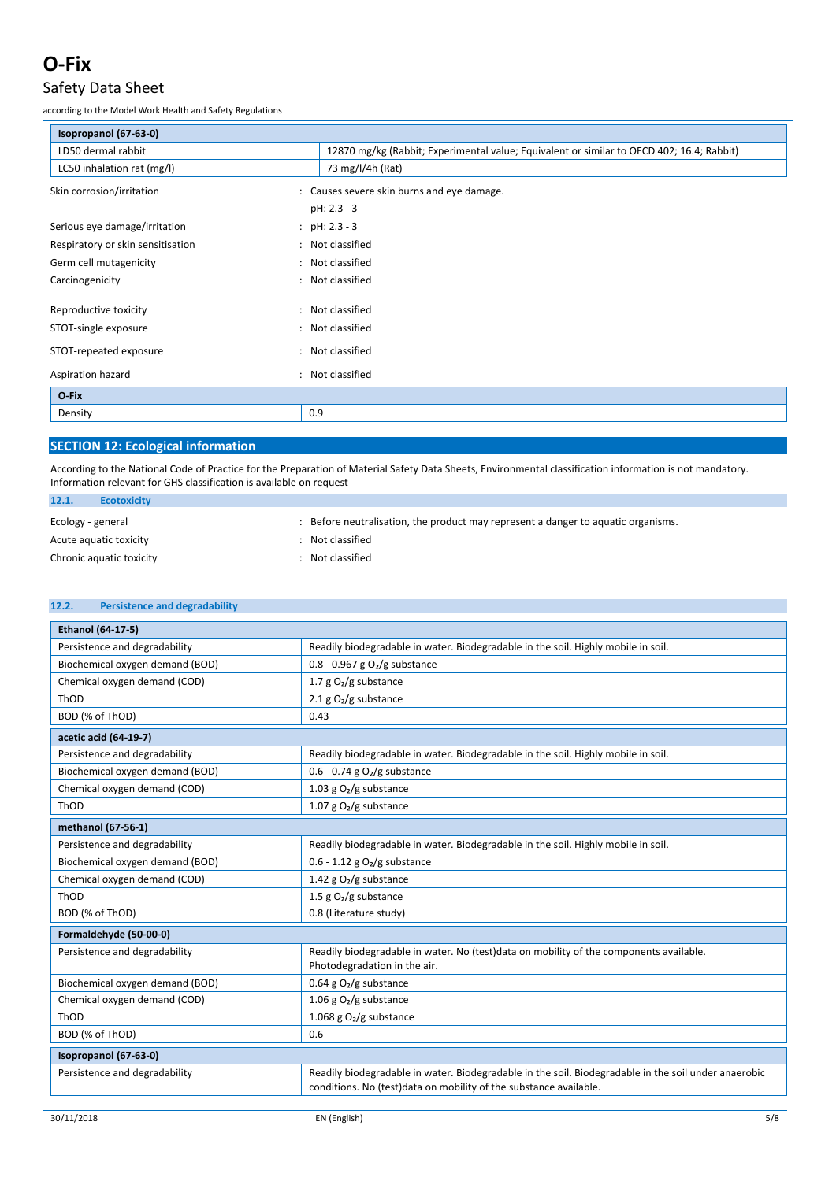| Isopropanol (67-63-0) | |
|---|---|
| LD50 dermal rabbit | 12870 mg/kg (Rabbit; Experimental value; Equivalent or similar to OECD 402; 16.4; Rabbit) |
| LC50 inhalation rat (mg/l) | 73 mg/l/4h (Rat) |

Skin corrosion/irritation : Causes severe skin burns and eye damage.
pH: 2.3 - 3

Serious eye damage/irritation : pH: 2.3 - 3

Respiratory or skin sensitisation : Not classified

Germ cell mutagenicity : Not classified

Carcinogenicity : Not classified

Reproductive toxicity : Not classified

STOT-single exposure : Not classified

STOT-repeated exposure : Not classified

Aspiration hazard : Not classified

| O-Fix | |
|---|---|
| Density | 0.9 |

## SECTION 12: Ecological information

According to the National Code of Practice for the Preparation of Material Safety Data Sheets, Environmental classification information is not mandatory. Information relevant for GHS classification is available on request

### 12.1. Ecotoxicity

Ecology - general : Before neutralisation, the product may represent a danger to aquatic organisms.

Acute aquatic toxicity : Not classified

Chronic aquatic toxicity : Not classified

### 12.2. Persistence and degradability

| Ethanol (64-17-5) | |
|---|---|
| Persistence and degradability | Readily biodegradable in water. Biodegradable in the soil. Highly mobile in soil. |
| Biochemical oxygen demand (BOD) | 0.8 - 0.967 g $O_2$/g substance |
| Chemical oxygen demand (COD) | 1.7 g $O_2$/g substance |
| ThOD | 2.1 g $O_2$/g substance |
| BOD (% of ThOD) | 0.43 |
| **acetic acid (64-19-7)** | |
| Persistence and degradability | Readily biodegradable in water. Biodegradable in the soil. Highly mobile in soil. |
| Biochemical oxygen demand (BOD) | 0.6 - 0.74 g $O_2$/g substance |
| Chemical oxygen demand (COD) | 1.03 g $O_2$/g substance |
| ThOD | 1.07 g $O_2$/g substance |
| **methanol (67-56-1)** | |
| Persistence and degradability | Readily biodegradable in water. Biodegradable in the soil. Highly mobile in soil. |
| Biochemical oxygen demand (BOD) | 0.6 - 1.12 g $O_2$/g substance |
| Chemical oxygen demand (COD) | 1.42 g $O_2$/g substance |
| ThOD | 1.5 g $O_2$/g substance |
| BOD (% of ThOD) | 0.8 (Literature study) |
| **Formaldehyde (50-00-0)** | |
| Persistence and degradability | Readily biodegradable in water. No (test)data on mobility of the components available. Photodegradation in the air. |
| Biochemical oxygen demand (BOD) | 0.64 g $O_2$/g substance |
| Chemical oxygen demand (COD) | 1.06 g $O_2$/g substance |
| ThOD | 1.068 g $O_2$/g substance |
| BOD (% of ThOD) | 0.6 |
| **Isopropanol (67-63-0)** | |
| Persistence and degradability | Readily biodegradable in water. Biodegradable in the soil. Biodegradable in the soil under anaerobic conditions. No (test)data on mobility of the substance available. |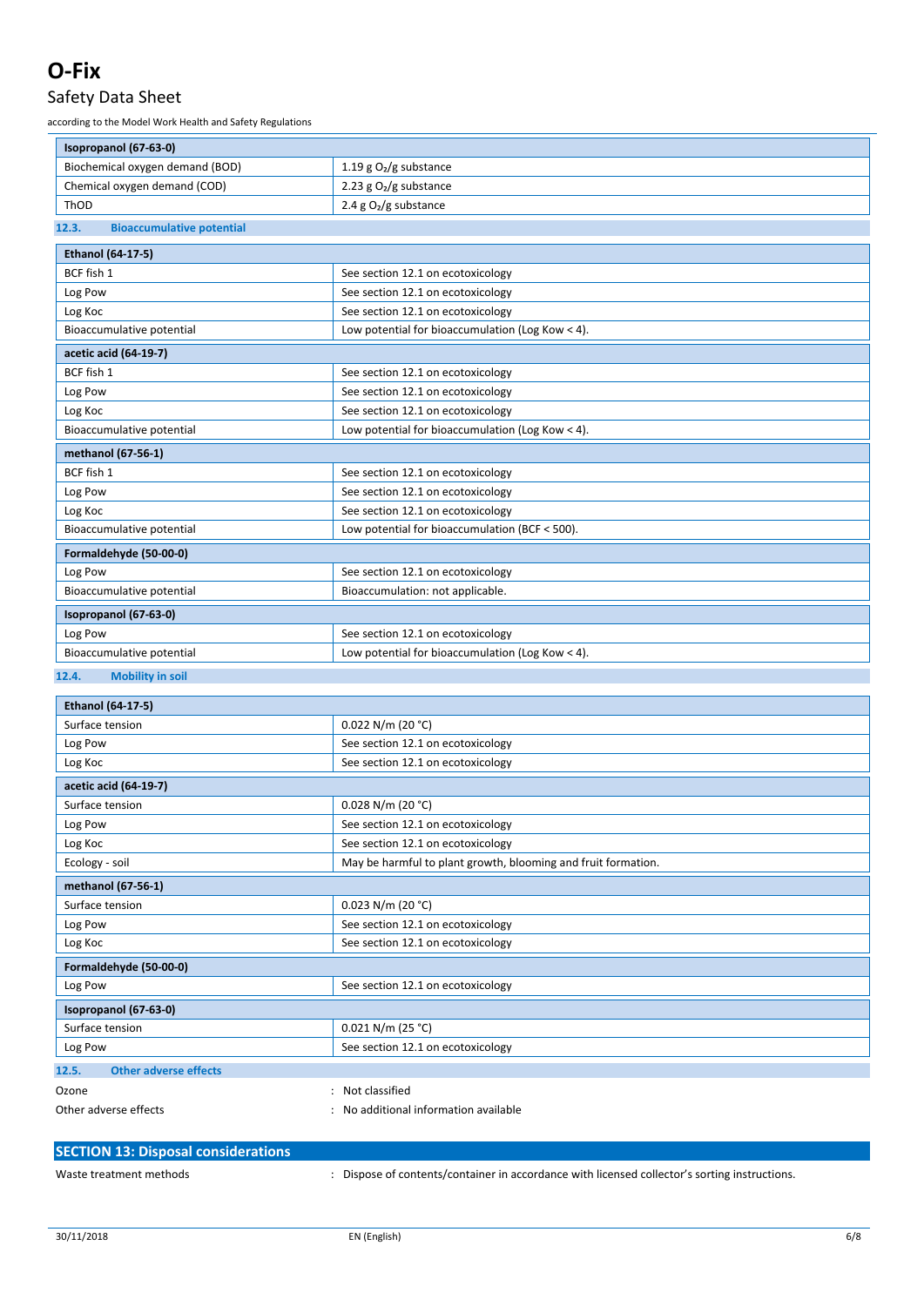| Isopropanol (67-63-0) | |
|---|---|
| Biochemical oxygen demand (BOD) | 1.19 g $O_2$/g substance |
| Chemical oxygen demand (COD) | 2.23 g $O_2$/g substance |
| ThOD | 2.4 g $O_2$/g substance |

### 12.3. Bioaccumulative potential

| Ethanol (64-17-5) | |
|---|---|
| BCF fish 1 | See section 12.1 on ecotoxicology |
| Log Pow | See section 12.1 on ecotoxicology |
| Log Koc | See section 12.1 on ecotoxicology |
| Bioaccumulative potential | Low potential for bioaccumulation (Log Kow < 4). |

| acetic acid (64-19-7) | |
|---|---|
| BCF fish 1 | See section 12.1 on ecotoxicology |
| Log Pow | See section 12.1 on ecotoxicology |
| Log Koc | See section 12.1 on ecotoxicology |
| Bioaccumulative potential | Low potential for bioaccumulation (Log Kow < 4). |

| methanol (67-56-1) | |
|---|---|
| BCF fish 1 | See section 12.1 on ecotoxicology |
| Log Pow | See section 12.1 on ecotoxicology |
| Log Koc | See section 12.1 on ecotoxicology |
| Bioaccumulative potential | Low potential for bioaccumulation (BCF < 500). |

| Formaldehyde (50-00-0) | |
|---|---|
| Log Pow | See section 12.1 on ecotoxicology |
| Bioaccumulative potential | Bioaccumulation: not applicable. |

| Isopropanol (67-63-0) | |
|---|---|
| Log Pow | See section 12.1 on ecotoxicology |
| Bioaccumulative potential | Low potential for bioaccumulation (Log Kow < 4). |

### 12.4. Mobility in soil

| Ethanol (64-17-5) | |
|---|---|
| Surface tension | 0.022 N/m (20 °C) |
| Log Pow | See section 12.1 on ecotoxicology |
| Log Koc | See section 12.1 on ecotoxicology |

| acetic acid (64-19-7) | |
|---|---|
| Surface tension | 0.028 N/m (20 °C) |
| Log Pow | See section 12.1 on ecotoxicology |
| Log Koc | See section 12.1 on ecotoxicology |
| Ecology - soil | May be harmful to plant growth, blooming and fruit formation. |

| methanol (67-56-1) | |
|---|---|
| Surface tension | 0.023 N/m (20 °C) |
| Log Pow | See section 12.1 on ecotoxicology |
| Log Koc | See section 12.1 on ecotoxicology |

| Formaldehyde (50-00-0) | |
|---|---|
| Log Pow | See section 12.1 on ecotoxicology |

| Isopropanol (67-63-0) | |
|---|---|
| Surface tension | 0.021 N/m (25 °C) |
| Log Pow | See section 12.1 on ecotoxicology |

### 12.5. Other adverse effects

Ozone : Not classified

Other adverse effects : No additional information available

## SECTION 13: Disposal considerations

Waste treatment methods : Dispose of contents/container in accordance with licensed collector's sorting instructions.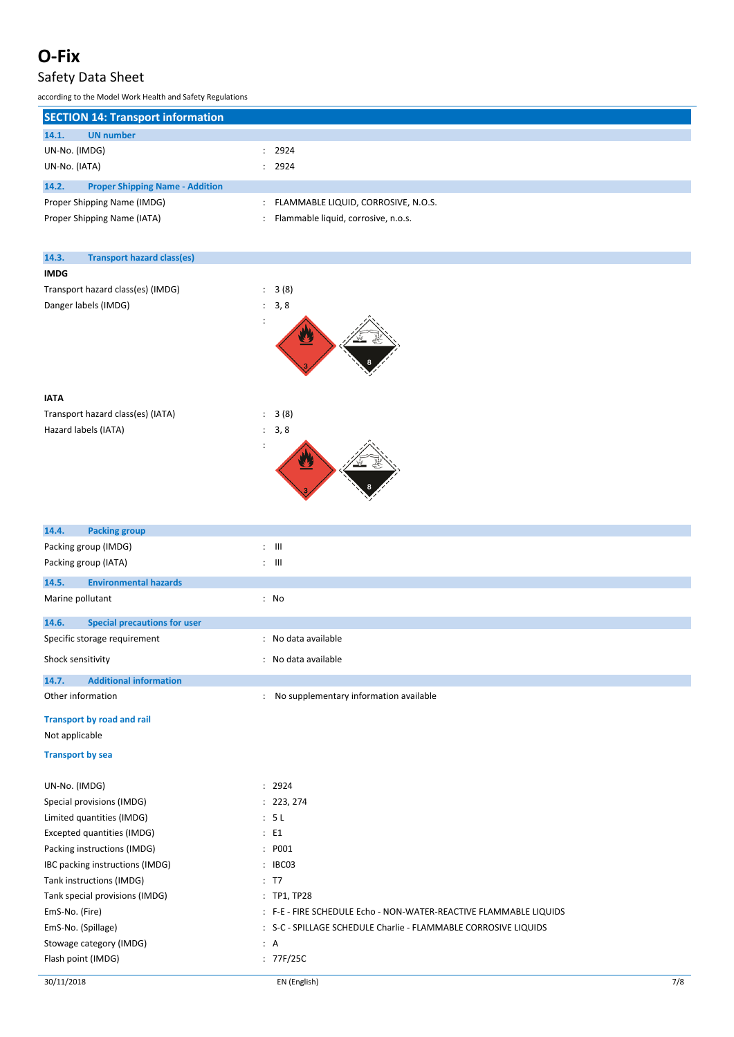# O-Fix

## Safety Data Sheet

according to the Model Work Health and Safety Regulations

## SECTION 14: Transport information

### 14.1. UN number

| | |
|---|---|
| UN-No. (IMDG) | : 2924 |
| UN-No. (IATA) | : 2924 |

### 14.2. Proper Shipping Name - Addition

| | |
|---|---|
| Proper Shipping Name (IMDG) | : FLAMMABLE LIQUID, CORROSIVE, N.O.S. |
| Proper Shipping Name (IATA) | : Flammable liquid, corrosive, n.o.s. |

### 14.3. Transport hazard class(es)

**IMDG**

| | |
|---|---|
| Transport hazard class(es) (IMDG) | : 3 (8) |
| Danger labels (IMDG) | : 3, 8 |
| | : |

**IATA**

| | |
|---|---|
| Transport hazard class(es) (IATA) | : 3 (8) |
| Hazard labels (IATA) | : 3, 8 |
| | : |

### 14.4. Packing group

| | |
|---|---|
| Packing group (IMDG) | : III |
| Packing group (IATA) | : III |

### 14.5. Environmental hazards

| | |
|---|---|
| Marine pollutant | : No |

### 14.6. Special precautions for user

| | |
|---|---|
| Specific storage requirement | : No data available |
| Shock sensitivity | : No data available |

### 14.7. Additional information

| | |
|---|---|
| Other information | : No supplementary information available |

**Transport by road and rail**

Not applicable

**Transport by sea**

| | |
|---|---|
| UN-No. (IMDG) | : 2924 |
| Special provisions (IMDG) | : 223, 274 |
| Limited quantities (IMDG) | : 5 L |
| Excepted quantities (IMDG) | : E1 |
| Packing instructions (IMDG) | : P001 |
| IBC packing instructions (IMDG) | : IBC03 |
| Tank instructions (IMDG) | : T7 |
| Tank special provisions (IMDG) | : TP1, TP28 |
| EmS-No. (Fire) | : F-E - FIRE SCHEDULE Echo - NON-WATER-REACTIVE FLAMMABLE LIQUIDS |
| EmS-No. (Spillage) | : S-C - SPILLAGE SCHEDULE Charlie - FLAMMABLE CORROSIVE LIQUIDS |
| Stowage category (IMDG) | : A |
| Flash point (IMDG) | : 77F/25C |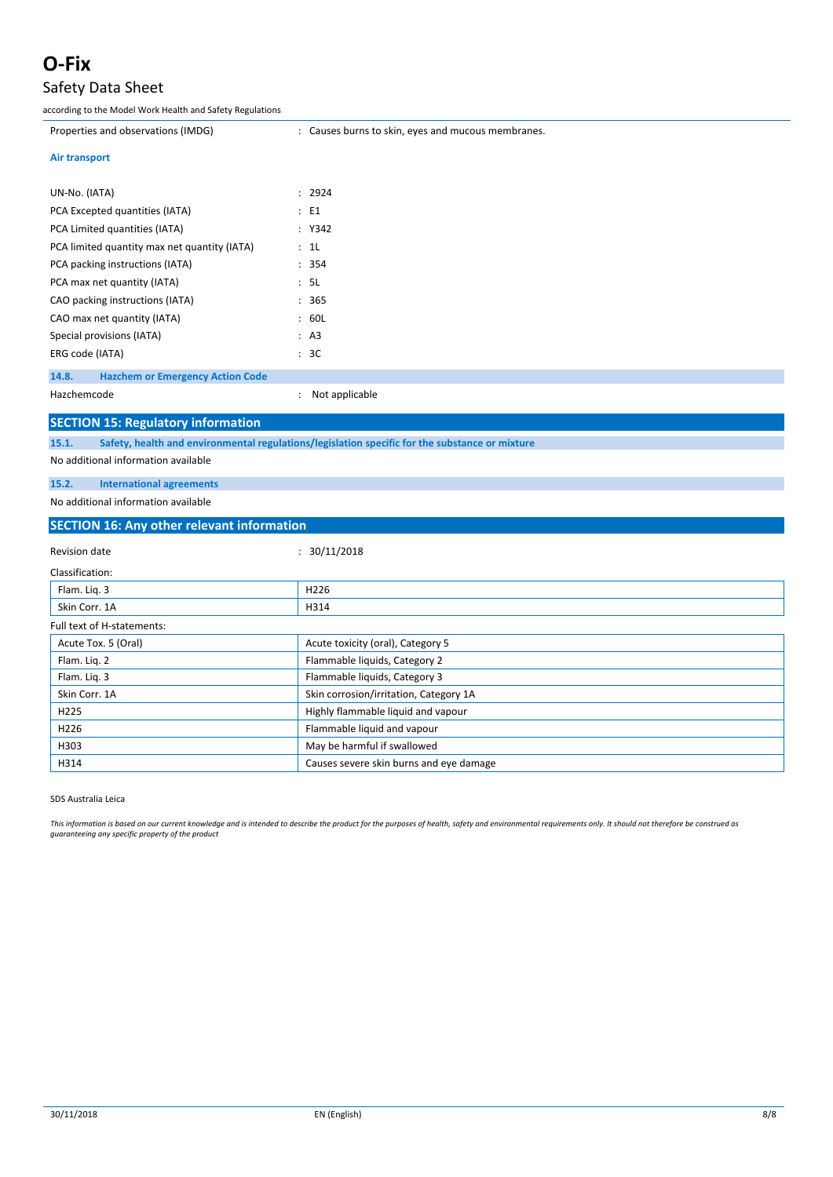Properties and observations (IMDG) : Causes burns to skin, eyes and mucous membranes.

**Air transport**

| | |
|---|---|
| UN-No. (IATA) | : 2924 |
| PCA Excepted quantities (IATA) | : E1 |
| PCA Limited quantities (IATA) | : Y342 |
| PCA limited quantity max net quantity (IATA) | : 1L |
| PCA packing instructions (IATA) | : 354 |
| PCA max net quantity (IATA) | : 5L |
| CAO packing instructions (IATA) | : 365 |
| CAO max net quantity (IATA) | : 60L |
| Special provisions (IATA) | : A3 |
| ERG code (IATA) | : 3C |

### 14.8. Hazchem or Emergency Action Code

Hazchemcode : Not applicable

## SECTION 15: Regulatory information

### 15.1. Safety, health and environmental regulations/legislation specific for the substance or mixture

No additional information available

### 15.2. International agreements

No additional information available

## SECTION 16: Any other relevant information

Revision date : 30/11/2018

Classification:

| | |
|---|---|
| Flam. Liq. 3 | H226 |
| Skin Corr. 1A | H314 |

Full text of H-statements:

| | |
|---|---|
| Acute Tox. 5 (Oral) | Acute toxicity (oral), Category 5 |
| Flam. Liq. 2 | Flammable liquids, Category 2 |
| Flam. Liq. 3 | Flammable liquids, Category 3 |
| Skin Corr. 1A | Skin corrosion/irritation, Category 1A |
| H225 | Highly flammable liquid and vapour |
| H226 | Flammable liquid and vapour |
| H303 | May be harmful if swallowed |
| H314 | Causes severe skin burns and eye damage |

SDS Australia Leica

*This information is based on our current knowledge and is intended to describe the product for the purposes of health, safety and environmental requirements only. It should not therefore be construed as guaranteeing any specific property of the product*